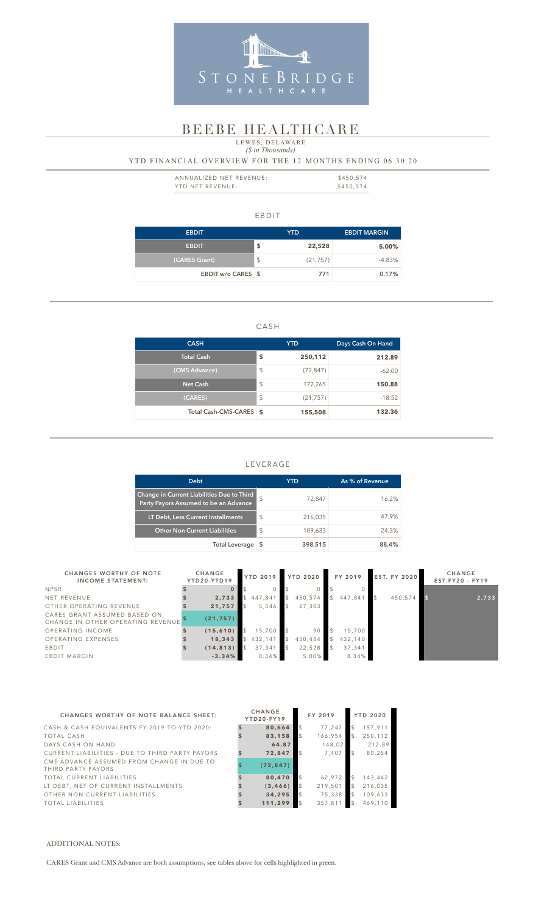STONE BRIDGE HEALTHCARE

# BEEBE HEALTHCARE

LEWES, DELAWARE

*($ in Thousands)*

YTD FINANCIAL OVERVIEW FOR THE 12 MONTHS ENDING 06.30.20

| | |
|---|---|
| ANNUALIZED NET REVENUE: | $450,574 |
| YTD NET REVENUE: | $450,574 |

## EBDIT

| EBDIT | YTD | EBDIT MARGIN |
|---|---|---|
| EBDIT | $ 22,528 | 5.00% |
| (CARES Grant) | $ (21,757) | -4.83% |
| EBDIT w/o CARES | $ 771 | 0.17% |

## CASH

| CASH | YTD | Days Cash On Hand |
|---|---|---|
| Total Cash | $ 250,112 | 212.89 |
| (CMS Advance) | $ (72,847) | -62.00 |
| Net Cash | $ 177,265 | 150.88 |
| (CARES) | $ (21,757) | -18.52 |
| Total Cash-CMS-CARES | $ 155,508 | 132.36 |

## LEVERAGE

| Debt | YTD | As % of Revenue |
|---|---|---|
| Change in Current Liabilities Due to Third Party Payors Assumed to be an Advance | $ 72,847 | 16.2% |
| LT Debt, Less Current Installments | $ 216,035 | 47.9% |
| Other Non Current Liabilities | $ 109,633 | 24.3% |
| Total Leverage | $ 398,515 | 88.4% |

| CHANGES WORTHY OF NOTE INCOME STATEMENT: | CHANGE YTD20-YTD19 | YTD 2019 | YTD 2020 | FY 2019 | EST. FY 2020 | CHANGE EST.FY20 - FY19 |
|---|---|---|---|---|---|---|
| NPSR | $ 0 | $ 0 | $ 0 | $ 0 | | |
| NET REVENUE | $ 2,733 | $ 447,841 | $ 450,574 | $ 447,841 | $ 450,574 | $ 2,733 |
| OTHER OPERATING REVENUE | $ 21,757 | $ 5,546 | $ 27,303 | | | |
| CARES GRANT ASSUMED BASED ON CHANGE IN OTHER OPERATING REVENUE | $ (21,757) | | | | | |
| OPERATING INCOME | $ (15,610) | $ 15,700 | $ 90 | $ 15,700 | | |
| OPERATING EXPENSES | $ 18,343 | $ 432,141 | $ 450,484 | $ 432,140 | | |
| EBDIT | $ (14,813) | $ 37,341 | $ 22,528 | $ 37,341 | | |
| EBDIT MARGIN | -3.34% | 8.34% | 5.00% | 8.34% | | |

| CHANGES WORTHY OF NOTE BALANCE SHEET: | CHANGE YTD20-FY19 | FY 2019 | YTD 2020 |
|---|---|---|---|
| CASH & CASH EQUIVALENTS FY 2019 TO YTD 2020: | $ 80,664 | $ 77,247 | $ 157,911 |
| TOTAL CASH | $ 83,158 | $ 166,954 | $ 250,112 |
| DAYS CASH ON HAND | 64.87 | 148.02 | 212.89 |
| CURRENT LIABILITIES - DUE TO THIRD PARTY PAYORS | $ 72,847 | $ 7,407 | $ 80,254 |
| CMS ADVANCE ASSUMED FROM CHANGE IN DUE TO THIRD PARTY PAYORS | $ (72,847) | | |
| TOTAL CURRENT LIABILITIES | $ 80,470 | $ 62,972 | $ 143,442 |
| LT DEBT, NET OF CURRENT INSTALLMENTS | $ (3,466) | $ 219,501 | $ 216,035 |
| OTHER NON CURRENT LIABILITIES | $ 34,295 | $ 75,338 | $ 109,633 |
| TOTAL LIABILITIES | $ 111,299 | $ 357,811 | $ 469,110 |

ADDITIONAL NOTES:

CARES Grant and CMS Advance are both assumptions, see tables above for cells highlighted in green.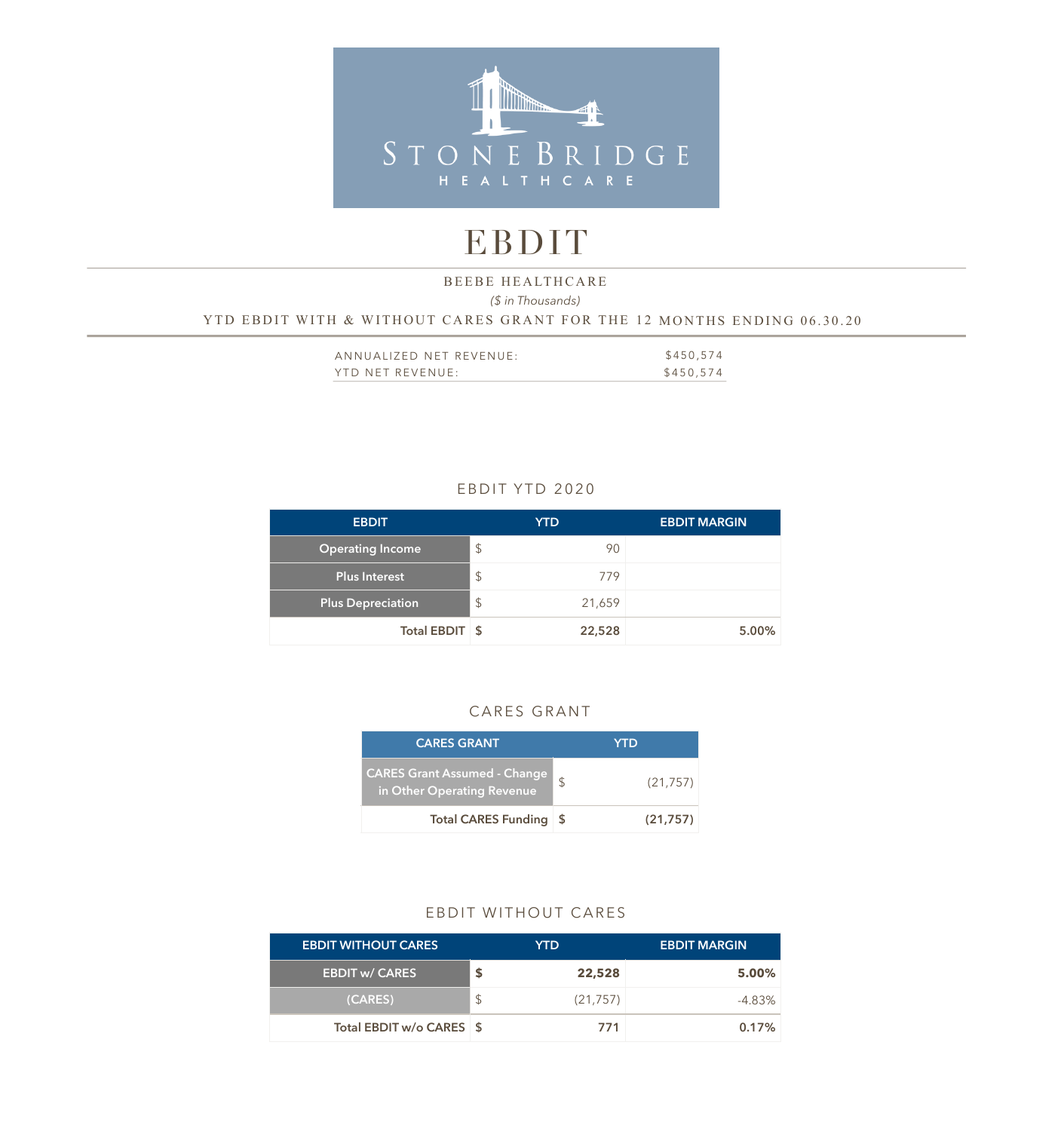STONEBRIDGE HEALTHCARE

# EBDIT

BEEBE HEALTHCARE

*($ in Thousands)*

YTD EBDIT WITH & WITHOUT CARES GRANT FOR THE 12 MONTHS ENDING 06.30.20

| | |
|---|---|
| ANNUALIZED NET REVENUE: | $450,574 |
| YTD NET REVENUE: | $450,574 |

## EBDIT YTD 2020

| EBDIT | | YTD | EBDIT MARGIN |
|---|---|---|---|
| Operating Income | $ | 90 | |
| Plus Interest | $ | 779 | |
| Plus Depreciation | $ | 21,659 | |
| **Total EBDIT** | **$** | **22,528** | **5.00%** |

## CARES GRANT

| CARES GRANT | | YTD |
|---|---|---|
| CARES Grant Assumed - Change in Other Operating Revenue | $ | (21,757) |
| **Total CARES Funding** | **$** | **(21,757)** |

## EBDIT WITHOUT CARES

| EBDIT WITHOUT CARES | | YTD | EBDIT MARGIN |
|---|---|---|---|
| **EBDIT w/ CARES** | **$** | **22,528** | **5.00%** |
| (CARES) | $ | (21,757) | -4.83% |
| **Total EBDIT w/o CARES** | **$** | **771** | **0.17%** |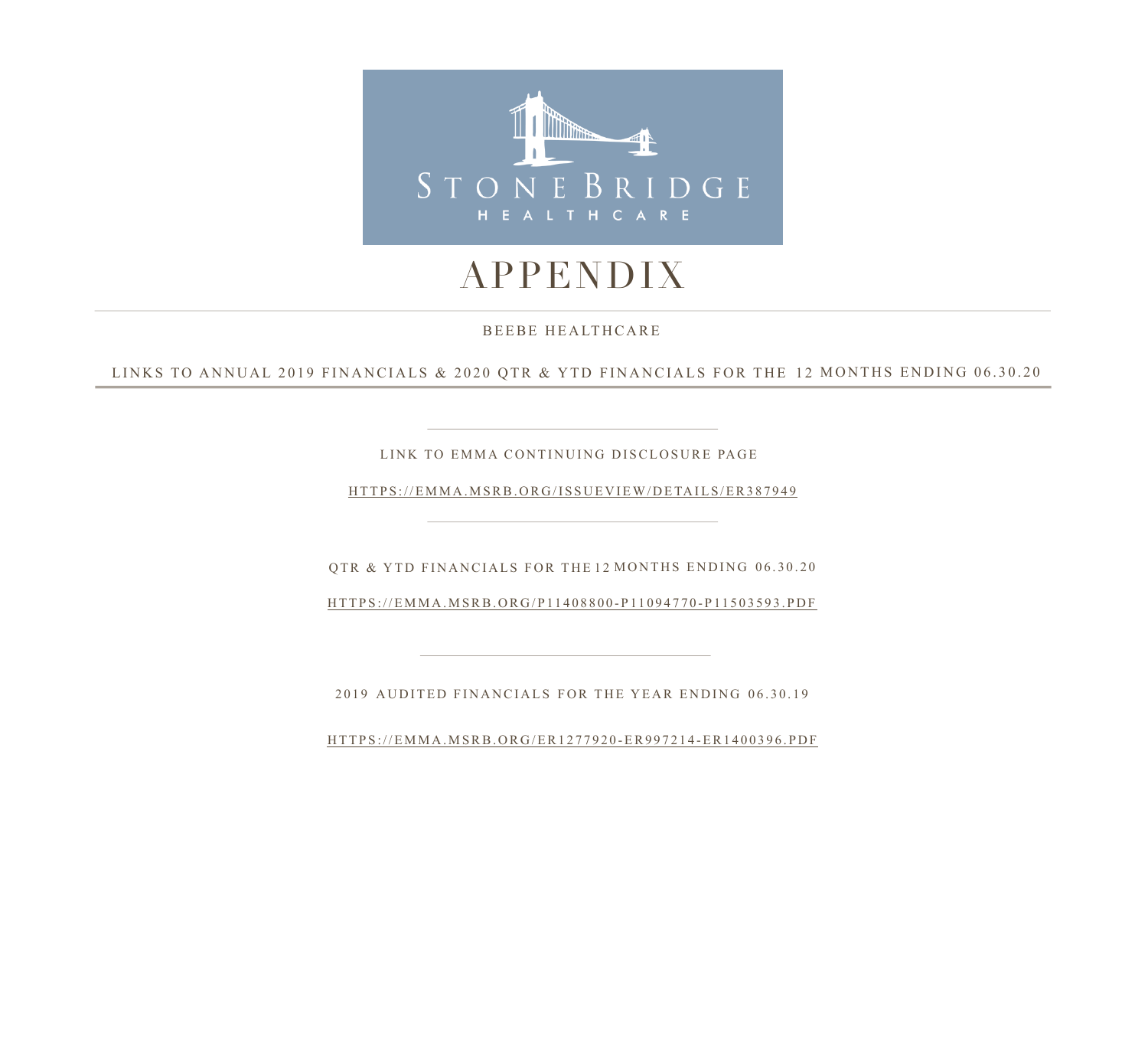STONEBRIDGE HEALTHCARE

# APPENDIX

BEEBE HEALTHCARE

LINKS TO ANNUAL 2019 FINANCIALS & 2020 QTR & YTD FINANCIALS FOR THE 12 MONTHS ENDING 06.30.20

---

LINK TO EMMA CONTINUING DISCLOSURE PAGE

HTTPS://EMMA.MSRB.ORG/ISSUEVIEW/DETAILS/ER387949

---

QTR & YTD FINANCIALS FOR THE 12 MONTHS ENDING 06.30.20

HTTPS://EMMA.MSRB.ORG/P11408800-P11094770-P11503593.PDF

---

2019 AUDITED FINANCIALS FOR THE YEAR ENDING 06.30.19

HTTPS://EMMA.MSRB.ORG/ER1277920-ER997214-ER1400396.PDF